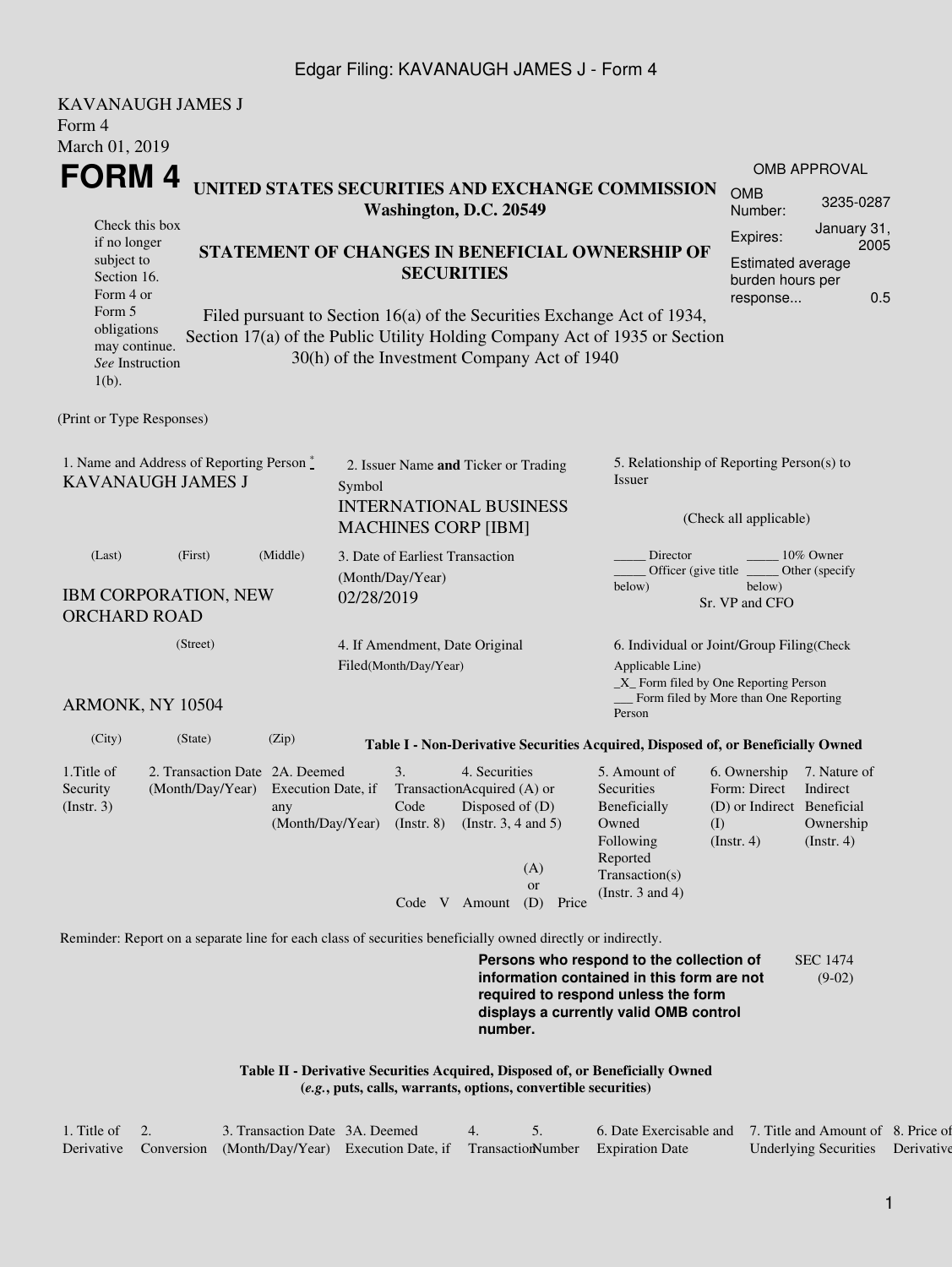KAVANAUGH JAMES J
Form 4
March 01, 2019

# FORM 4

## UNITED STATES SECURITIES AND EXCHANGE COMMISSION
**Washington, D.C. 20549**

| OMB APPROVAL | |
|---|---|
| OMB Number: | 3235-0287 |
| Expires: | January 31, 2005 |
| Estimated average burden hours per response... | 0.5 |

Check this box if no longer subject to Section 16. Form 4 or Form 5 obligations may continue. *See* Instruction 1(b).

### STATEMENT OF CHANGES IN BENEFICIAL OWNERSHIP OF SECURITIES

Filed pursuant to Section 16(a) of the Securities Exchange Act of 1934, Section 17(a) of the Public Utility Holding Company Act of 1935 or Section 30(h) of the Investment Company Act of 1940

(Print or Type Responses)

1. Name and Address of Reporting Person *
KAVANAUGH JAMES J

(Last) (First) (Middle)

IBM CORPORATION, NEW ORCHARD ROAD

(Street)

ARMONK, NY 10504

(City) (State) (Zip)

2. Issuer Name **and** Ticker or Trading Symbol
INTERNATIONAL BUSINESS MACHINES CORP [IBM]

3. Date of Earliest Transaction (Month/Day/Year)
02/28/2019

4. If Amendment, Date Original Filed(Month/Day/Year)

5. Relationship of Reporting Person(s) to Issuer

(Check all applicable)

_____ Director _____ 10% Owner
_____ Officer (give title below) _____ Other (specify below)
Sr. VP and CFO

6. Individual or Joint/Group Filing(Check Applicable Line)
_X_ Form filed by One Reporting Person
___ Form filed by More than One Reporting Person

**Table I - Non-Derivative Securities Acquired, Disposed of, or Beneficially Owned**

| 1.Title of Security (Instr. 3) | 2. Transaction Date (Month/Day/Year) | 2A. Deemed Execution Date, if any (Month/Day/Year) | 3. Transaction Code (Instr. 8) | | 4. Securities Acquired (A) or Disposed of (D) (Instr. 3, 4 and 5) | | | 5. Amount of Securities Beneficially Owned Following Reported Transaction(s) (Instr. 3 and 4) | 6. Ownership Form: Direct (D) or Indirect (I) (Instr. 4) | 7. Nature of Indirect Beneficial Ownership (Instr. 4) |
|---|---|---|---|---|---|---|---|---|---|---|
| | | | Code | V | Amount | (A) or (D) | Price | | | |

Reminder: Report on a separate line for each class of securities beneficially owned directly or indirectly.

**Persons who respond to the collection of information contained in this form are not required to respond unless the form displays a currently valid OMB control number.**

SEC 1474 (9-02)

**Table II - Derivative Securities Acquired, Disposed of, or Beneficially Owned**
**(*e.g.*, puts, calls, warrants, options, convertible securities)**

| 1. Title of Derivative | 2. Conversion | 3. Transaction Date (Month/Day/Year) | 3A. Deemed Execution Date, if | 4. Transaction | 5. Number | 6. Date Exercisable and Expiration Date | 7. Title and Amount of Underlying Securities | 8. Price of Derivative |
|---|---|---|---|---|---|---|---|---|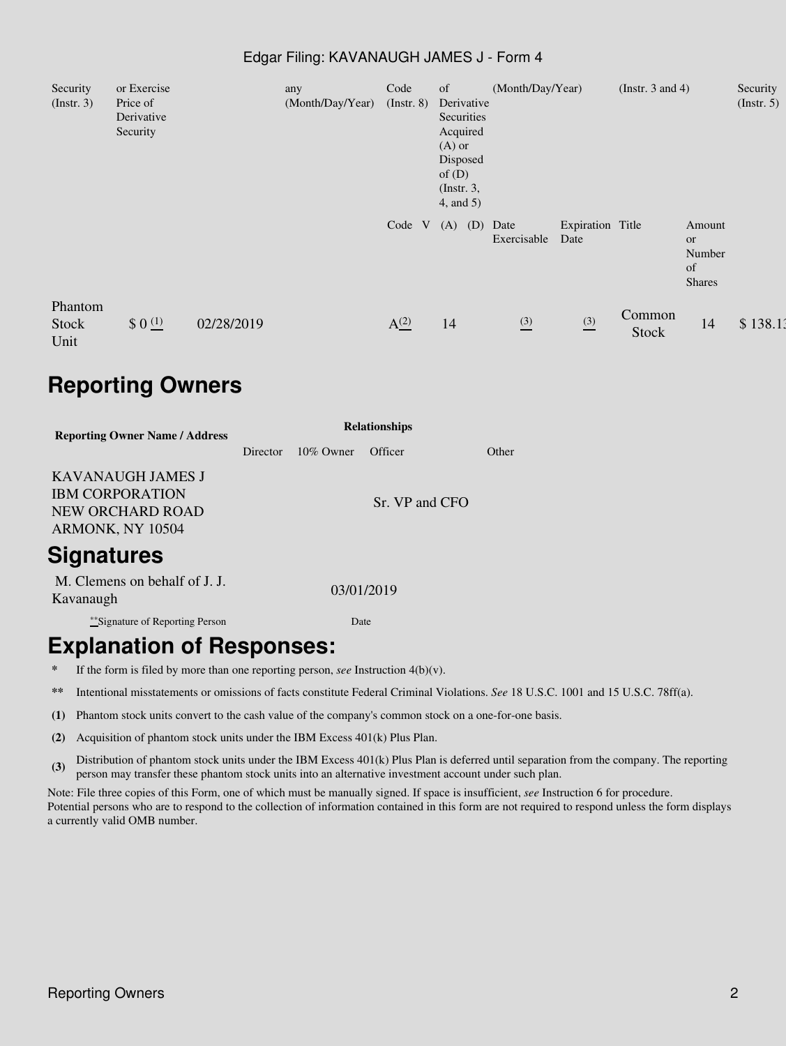| Security (Instr. 3) | or Exercise Price of Derivative Security | | any (Month/Day/Year) | Code (Instr. 8) | | of Derivative Securities Acquired (A) or Disposed of (D) (Instr. 3, 4, and 5) | | (Month/Day/Year) | | (Instr. 3 and 4) | | Security (Instr. 5) |
|---|---|---|---|---|---|---|---|---|---|---|---|---|
| | | | | Code | V | (A) | (D) | Date Exercisable | Expiration Date | Title | Amount or Number of Shares | |
| Phantom Stock Unit | $ 0 (1) | 02/28/2019 | | A (2) | | 14 | | (3) | (3) | Common Stock | 14 | $ 138.13 |

# Reporting Owners

| Reporting Owner Name / Address | Relationships | | | |
|---|---|---|---|---|
| | Director | 10% Owner | Officer | Other |
| KAVANAUGH JAMES J<br>IBM CORPORATION<br>NEW ORCHARD ROAD<br>ARMONK, NY 10504 | | | Sr. VP and CFO | |

# Signatures

| | |
|---|---|
| M. Clemens on behalf of J. J. Kavanaugh | 03/01/2019 |
| **Signature of Reporting Person | Date |

# Explanation of Responses:

- \* If the form is filed by more than one reporting person, *see* Instruction 4(b)(v).
- ** Intentional misstatements or omissions of facts constitute Federal Criminal Violations. *See* 18 U.S.C. 1001 and 15 U.S.C. 78ff(a).
- **(1)** Phantom stock units convert to the cash value of the company's common stock on a one-for-one basis.
- **(2)** Acquisition of phantom stock units under the IBM Excess 401(k) Plus Plan.
- **(3)** Distribution of phantom stock units under the IBM Excess 401(k) Plus Plan is deferred until separation from the company. The reporting person may transfer these phantom stock units into an alternative investment account under such plan.

Note: File three copies of this Form, one of which must be manually signed. If space is insufficient, *see* Instruction 6 for procedure.
Potential persons who are to respond to the collection of information contained in this form are not required to respond unless the form displays a currently valid OMB number.